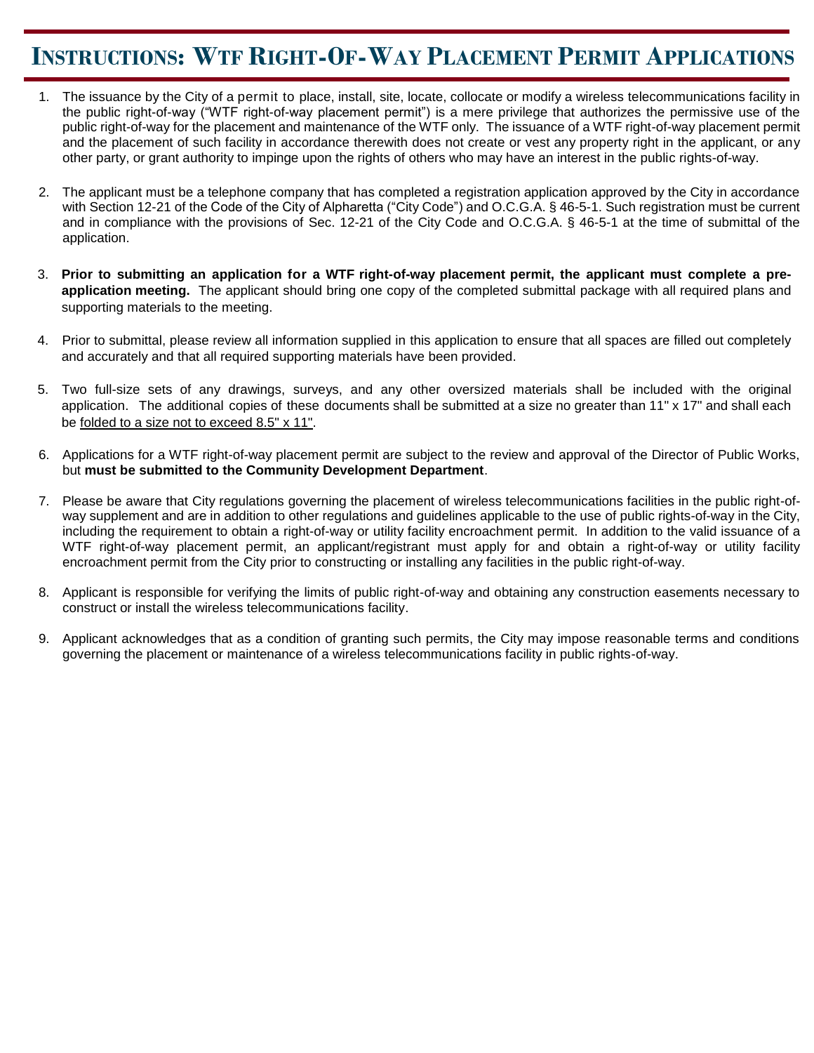# Instructions: WTF Right-Of-Way Placement Permit Applications

1. The issuance by the City of a permit to place, install, site, locate, collocate or modify a wireless telecommunications facility in the public right-of-way ("WTF right-of-way placement permit") is a mere privilege that authorizes the permissive use of the public right-of-way for the placement and maintenance of the WTF only. The issuance of a WTF right-of-way placement permit and the placement of such facility in accordance therewith does not create or vest any property right in the applicant, or any other party, or grant authority to impinge upon the rights of others who may have an interest in the public rights-of-way.

2. The applicant must be a telephone company that has completed a registration application approved by the City in accordance with Section 12-21 of the Code of the City of Alpharetta ("City Code") and O.C.G.A. § 46-5-1. Such registration must be current and in compliance with the provisions of Sec. 12-21 of the City Code and O.C.G.A. § 46-5-1 at the time of submittal of the application.

3. **Prior to submitting an application for a WTF right-of-way placement permit, the applicant must complete a pre-application meeting.** The applicant should bring one copy of the completed submittal package with all required plans and supporting materials to the meeting.

4. Prior to submittal, please review all information supplied in this application to ensure that all spaces are filled out completely and accurately and that all required supporting materials have been provided.

5. Two full-size sets of any drawings, surveys, and any other oversized materials shall be included with the original application. The additional copies of these documents shall be submitted at a size no greater than 11" x 17" and shall each be <u>folded to a size not to exceed 8.5" x 11"</u>.

6. Applications for a WTF right-of-way placement permit are subject to the review and approval of the Director of Public Works, but **must be submitted to the Community Development Department**.

7. Please be aware that City regulations governing the placement of wireless telecommunications facilities in the public right-of-way supplement and are in addition to other regulations and guidelines applicable to the use of public rights-of-way in the City, including the requirement to obtain a right-of-way or utility facility encroachment permit. In addition to the valid issuance of a WTF right-of-way placement permit, an applicant/registrant must apply for and obtain a right-of-way or utility facility encroachment permit from the City prior to constructing or installing any facilities in the public right-of-way.

8. Applicant is responsible for verifying the limits of public right-of-way and obtaining any construction easements necessary to construct or install the wireless telecommunications facility.

9. Applicant acknowledges that as a condition of granting such permits, the City may impose reasonable terms and conditions governing the placement or maintenance of a wireless telecommunications facility in public rights-of-way.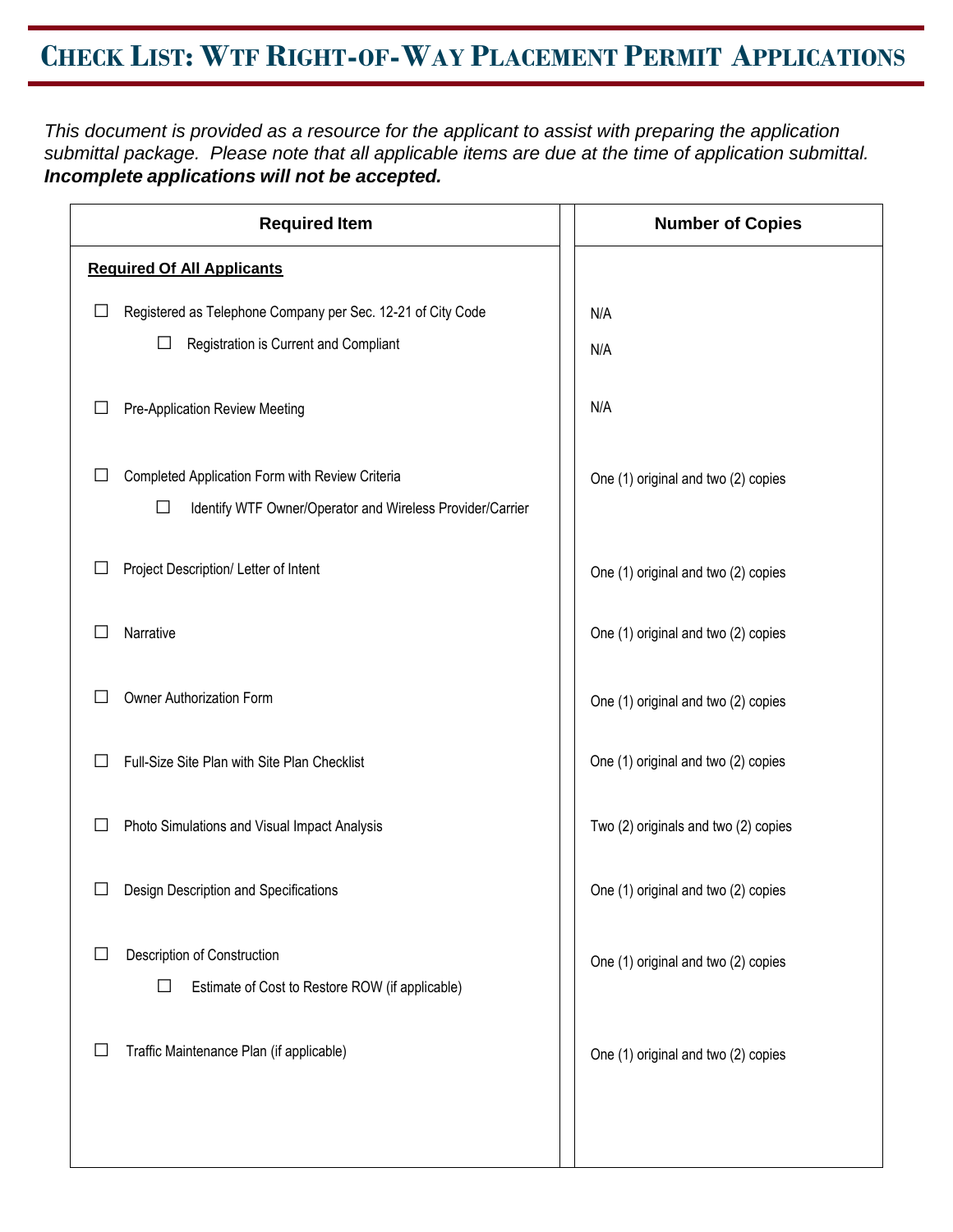# Check List: WTF Right-of-Way Placement Permit Applications

*This document is provided as a resource for the applicant to assist with preparing the application submittal package. Please note that all applicable items are due at the time of application submittal.* ***Incomplete applications will not be accepted.***

| Required Item | Number of Copies |
|---|---|
| **<u>Required Of All Applicants</u>** | |
| ☐ Registered as Telephone Company per Sec. 12-21 of City Code | N/A |
| &nbsp;&nbsp;&nbsp;&nbsp;☐ Registration is Current and Compliant | N/A |
| ☐ Pre-Application Review Meeting | N/A |
| ☐ Completed Application Form with Review Criteria | One (1) original and two (2) copies |
| &nbsp;&nbsp;&nbsp;&nbsp;☐ Identify WTF Owner/Operator and Wireless Provider/Carrier | |
| ☐ Project Description/ Letter of Intent | One (1) original and two (2) copies |
| ☐ Narrative | One (1) original and two (2) copies |
| ☐ Owner Authorization Form | One (1) original and two (2) copies |
| ☐ Full-Size Site Plan with Site Plan Checklist | One (1) original and two (2) copies |
| ☐ Photo Simulations and Visual Impact Analysis | Two (2) originals and two (2) copies |
| ☐ Design Description and Specifications | One (1) original and two (2) copies |
| ☐ Description of Construction | One (1) original and two (2) copies |
| &nbsp;&nbsp;&nbsp;&nbsp;☐ Estimate of Cost to Restore ROW (if applicable) | |
| ☐ Traffic Maintenance Plan (if applicable) | One (1) original and two (2) copies |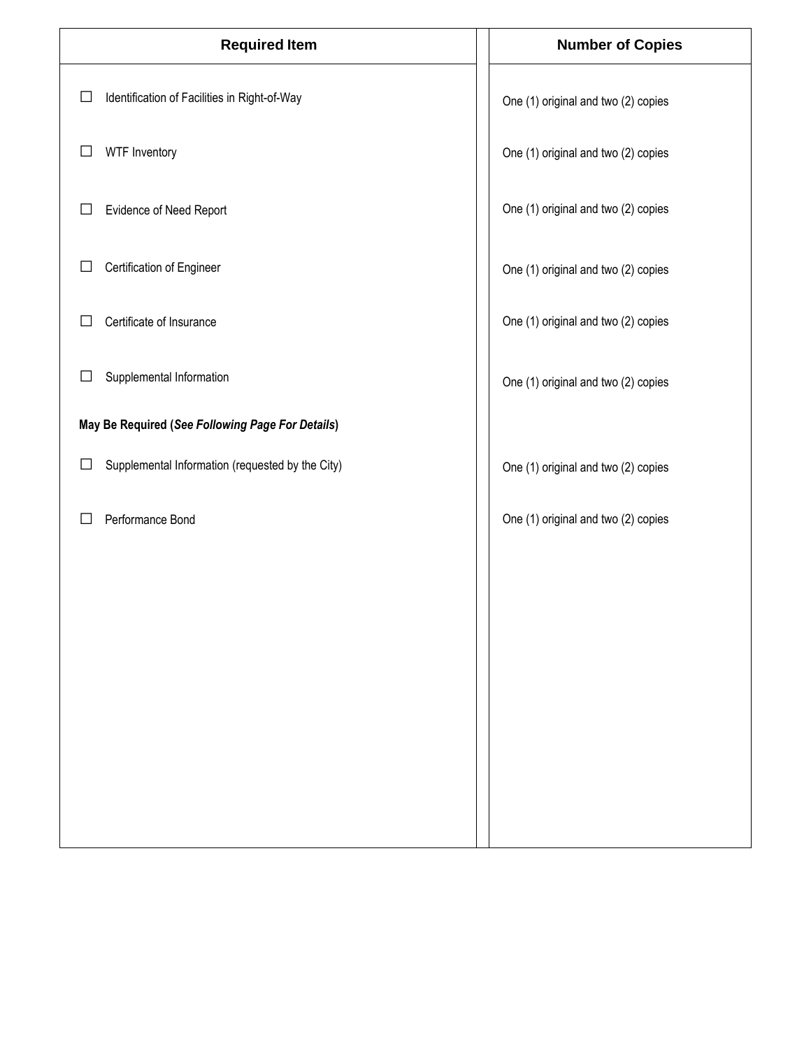| Required Item | Number of Copies |
|---|---|
| ☐ Identification of Facilities in Right-of-Way | One (1) original and two (2) copies |
| ☐ WTF Inventory | One (1) original and two (2) copies |
| ☐ Evidence of Need Report | One (1) original and two (2) copies |
| ☐ Certification of Engineer | One (1) original and two (2) copies |
| ☐ Certificate of Insurance | One (1) original and two (2) copies |
| ☐ Supplemental Information | One (1) original and two (2) copies |
| **May Be Required (*See Following Page For Details*)** | |
| ☐ Supplemental Information (requested by the City) | One (1) original and two (2) copies |
| ☐ Performance Bond | One (1) original and two (2) copies |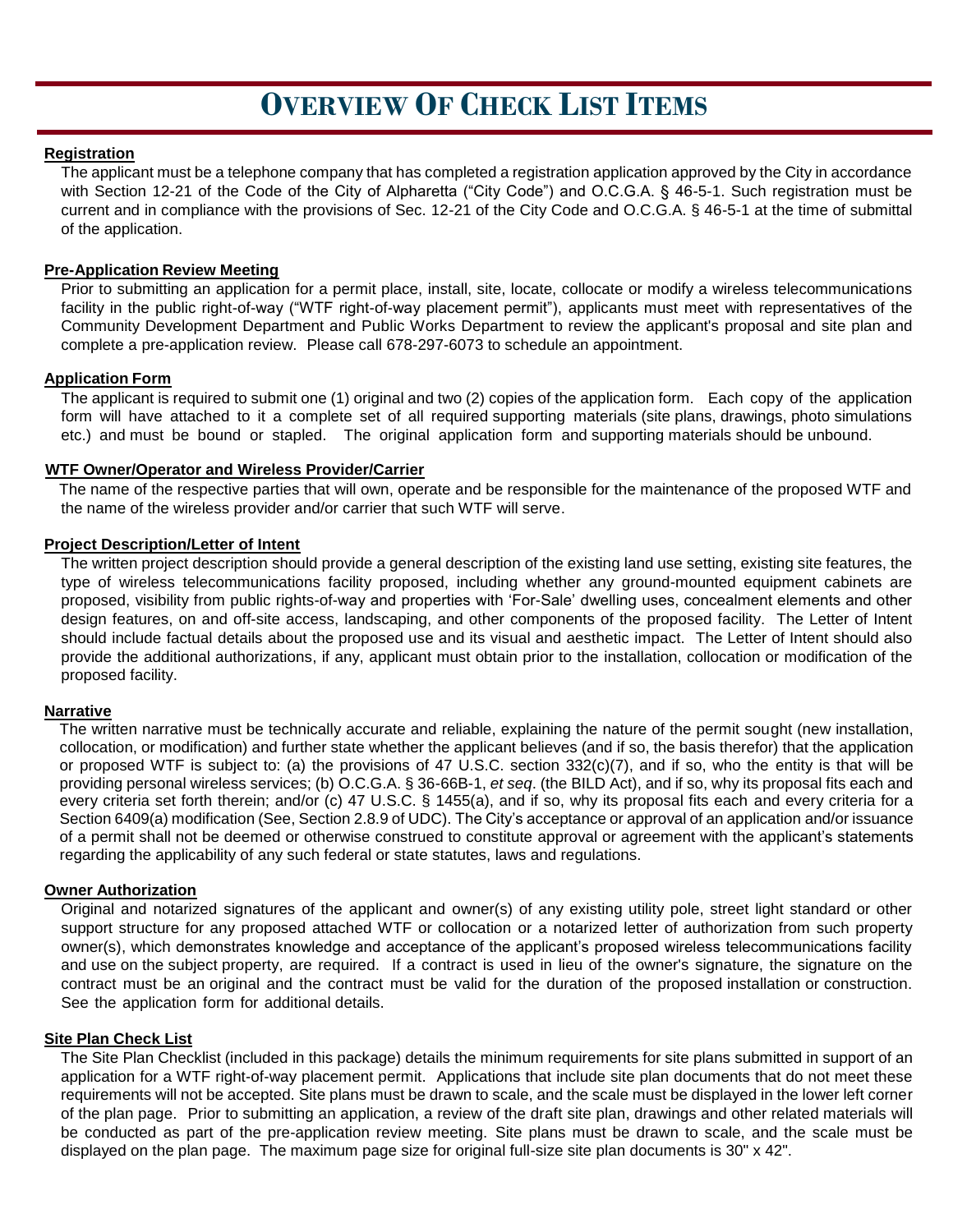# Overview Of Check List Items

**Registration**

The applicant must be a telephone company that has completed a registration application approved by the City in accordance with Section 12-21 of the Code of the City of Alpharetta ("City Code") and O.C.G.A. § 46-5-1. Such registration must be current and in compliance with the provisions of Sec. 12-21 of the City Code and O.C.G.A. § 46-5-1 at the time of submittal of the application.

**Pre-Application Review Meeting**

Prior to submitting an application for a permit place, install, site, locate, collocate or modify a wireless telecommunications facility in the public right-of-way ("WTF right-of-way placement permit"), applicants must meet with representatives of the Community Development Department and Public Works Department to review the applicant's proposal and site plan and complete a pre-application review. Please call 678-297-6073 to schedule an appointment.

**Application Form**

The applicant is required to submit one (1) original and two (2) copies of the application form. Each copy of the application form will have attached to it a complete set of all required supporting materials (site plans, drawings, photo simulations etc.) and must be bound or stapled. The original application form and supporting materials should be unbound.

**WTF Owner/Operator and Wireless Provider/Carrier**

The name of the respective parties that will own, operate and be responsible for the maintenance of the proposed WTF and the name of the wireless provider and/or carrier that such WTF will serve.

**Project Description/Letter of Intent**

The written project description should provide a general description of the existing land use setting, existing site features, the type of wireless telecommunications facility proposed, including whether any ground-mounted equipment cabinets are proposed, visibility from public rights-of-way and properties with 'For-Sale' dwelling uses, concealment elements and other design features, on and off-site access, landscaping, and other components of the proposed facility. The Letter of Intent should include factual details about the proposed use and its visual and aesthetic impact. The Letter of Intent should also provide the additional authorizations, if any, applicant must obtain prior to the installation, collocation or modification of the proposed facility.

**Narrative**

The written narrative must be technically accurate and reliable, explaining the nature of the permit sought (new installation, collocation, or modification) and further state whether the applicant believes (and if so, the basis therefor) that the application or proposed WTF is subject to: (a) the provisions of 47 U.S.C. section 332(c)(7), and if so, who the entity is that will be providing personal wireless services; (b) O.C.G.A. § 36-66B-1, *et seq*. (the BILD Act), and if so, why its proposal fits each and every criteria set forth therein; and/or (c) 47 U.S.C. § 1455(a), and if so, why its proposal fits each and every criteria for a Section 6409(a) modification (See, Section 2.8.9 of UDC). The City's acceptance or approval of an application and/or issuance of a permit shall not be deemed or otherwise construed to constitute approval or agreement with the applicant's statements regarding the applicability of any such federal or state statutes, laws and regulations.

**Owner Authorization**

Original and notarized signatures of the applicant and owner(s) of any existing utility pole, street light standard or other support structure for any proposed attached WTF or collocation or a notarized letter of authorization from such property owner(s), which demonstrates knowledge and acceptance of the applicant's proposed wireless telecommunications facility and use on the subject property, are required. If a contract is used in lieu of the owner's signature, the signature on the contract must be an original and the contract must be valid for the duration of the proposed installation or construction. See the application form for additional details.

**Site Plan Check List**

The Site Plan Checklist (included in this package) details the minimum requirements for site plans submitted in support of an application for a WTF right-of-way placement permit. Applications that include site plan documents that do not meet these requirements will not be accepted. Site plans must be drawn to scale, and the scale must be displayed in the lower left corner of the plan page. Prior to submitting an application, a review of the draft site plan, drawings and other related materials will be conducted as part of the pre-application review meeting. Site plans must be drawn to scale, and the scale must be displayed on the plan page. The maximum page size for original full-size site plan documents is 30" x 42".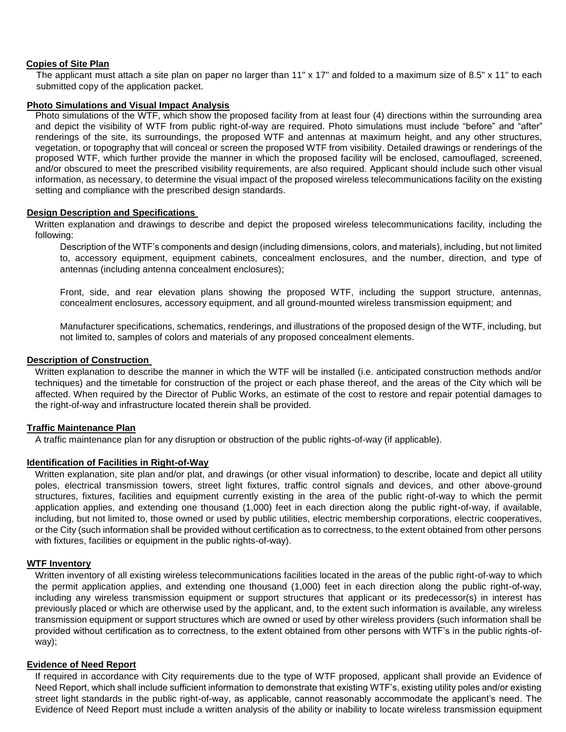**Copies of Site Plan**

The applicant must attach a site plan on paper no larger than 11" x 17" and folded to a maximum size of 8.5" x 11" to each submitted copy of the application packet.

**Photo Simulations and Visual Impact Analysis**

Photo simulations of the WTF, which show the proposed facility from at least four (4) directions within the surrounding area and depict the visibility of WTF from public right-of-way are required. Photo simulations must include "before" and "after" renderings of the site, its surroundings, the proposed WTF and antennas at maximum height, and any other structures, vegetation, or topography that will conceal or screen the proposed WTF from visibility. Detailed drawings or renderings of the proposed WTF, which further provide the manner in which the proposed facility will be enclosed, camouflaged, screened, and/or obscured to meet the prescribed visibility requirements, are also required. Applicant should include such other visual information, as necessary, to determine the visual impact of the proposed wireless telecommunications facility on the existing setting and compliance with the prescribed design standards.

**Design Description and Specifications**

Written explanation and drawings to describe and depict the proposed wireless telecommunications facility, including the following:

Description of the WTF's components and design (including dimensions, colors, and materials), including, but not limited to, accessory equipment, equipment cabinets, concealment enclosures, and the number, direction, and type of antennas (including antenna concealment enclosures);

Front, side, and rear elevation plans showing the proposed WTF, including the support structure, antennas, concealment enclosures, accessory equipment, and all ground-mounted wireless transmission equipment; and

Manufacturer specifications, schematics, renderings, and illustrations of the proposed design of the WTF, including, but not limited to, samples of colors and materials of any proposed concealment elements.

**Description of Construction**

Written explanation to describe the manner in which the WTF will be installed (i.e. anticipated construction methods and/or techniques) and the timetable for construction of the project or each phase thereof, and the areas of the City which will be affected. When required by the Director of Public Works, an estimate of the cost to restore and repair potential damages to the right-of-way and infrastructure located therein shall be provided.

**Traffic Maintenance Plan**

A traffic maintenance plan for any disruption or obstruction of the public rights-of-way (if applicable).

**Identification of Facilities in Right-of-Way**

Written explanation, site plan and/or plat, and drawings (or other visual information) to describe, locate and depict all utility poles, electrical transmission towers, street light fixtures, traffic control signals and devices, and other above-ground structures, fixtures, facilities and equipment currently existing in the area of the public right-of-way to which the permit application applies, and extending one thousand (1,000) feet in each direction along the public right-of-way, if available, including, but not limited to, those owned or used by public utilities, electric membership corporations, electric cooperatives, or the City (such information shall be provided without certification as to correctness, to the extent obtained from other persons with fixtures, facilities or equipment in the public rights-of-way).

**WTF Inventory**

Written inventory of all existing wireless telecommunications facilities located in the areas of the public right-of-way to which the permit application applies, and extending one thousand (1,000) feet in each direction along the public right-of-way, including any wireless transmission equipment or support structures that applicant or its predecessor(s) in interest has previously placed or which are otherwise used by the applicant, and, to the extent such information is available, any wireless transmission equipment or support structures which are owned or used by other wireless providers (such information shall be provided without certification as to correctness, to the extent obtained from other persons with WTF's in the public rights-of-way);

**Evidence of Need Report**

If required in accordance with City requirements due to the type of WTF proposed, applicant shall provide an Evidence of Need Report, which shall include sufficient information to demonstrate that existing WTF's, existing utility poles and/or existing street light standards in the public right-of-way, as applicable, cannot reasonably accommodate the applicant's need. The Evidence of Need Report must include a written analysis of the ability or inability to locate wireless transmission equipment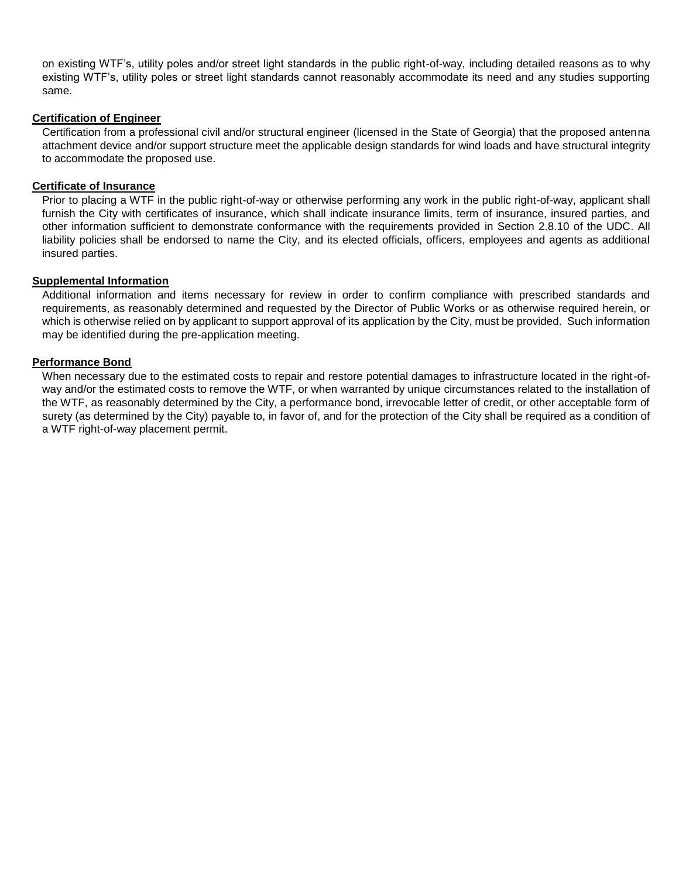on existing WTF's, utility poles and/or street light standards in the public right-of-way, including detailed reasons as to why existing WTF's, utility poles or street light standards cannot reasonably accommodate its need and any studies supporting same.

**Certification of Engineer**

Certification from a professional civil and/or structural engineer (licensed in the State of Georgia) that the proposed antenna attachment device and/or support structure meet the applicable design standards for wind loads and have structural integrity to accommodate the proposed use.

**Certificate of Insurance**

Prior to placing a WTF in the public right-of-way or otherwise performing any work in the public right-of-way, applicant shall furnish the City with certificates of insurance, which shall indicate insurance limits, term of insurance, insured parties, and other information sufficient to demonstrate conformance with the requirements provided in Section 2.8.10 of the UDC. All liability policies shall be endorsed to name the City, and its elected officials, officers, employees and agents as additional insured parties.

**Supplemental Information**

Additional information and items necessary for review in order to confirm compliance with prescribed standards and requirements, as reasonably determined and requested by the Director of Public Works or as otherwise required herein, or which is otherwise relied on by applicant to support approval of its application by the City, must be provided. Such information may be identified during the pre-application meeting.

**Performance Bond**

When necessary due to the estimated costs to repair and restore potential damages to infrastructure located in the right-of-way and/or the estimated costs to remove the WTF, or when warranted by unique circumstances related to the installation of the WTF, as reasonably determined by the City, a performance bond, irrevocable letter of credit, or other acceptable form of surety (as determined by the City) payable to, in favor of, and for the protection of the City shall be required as a condition of a WTF right-of-way placement permit.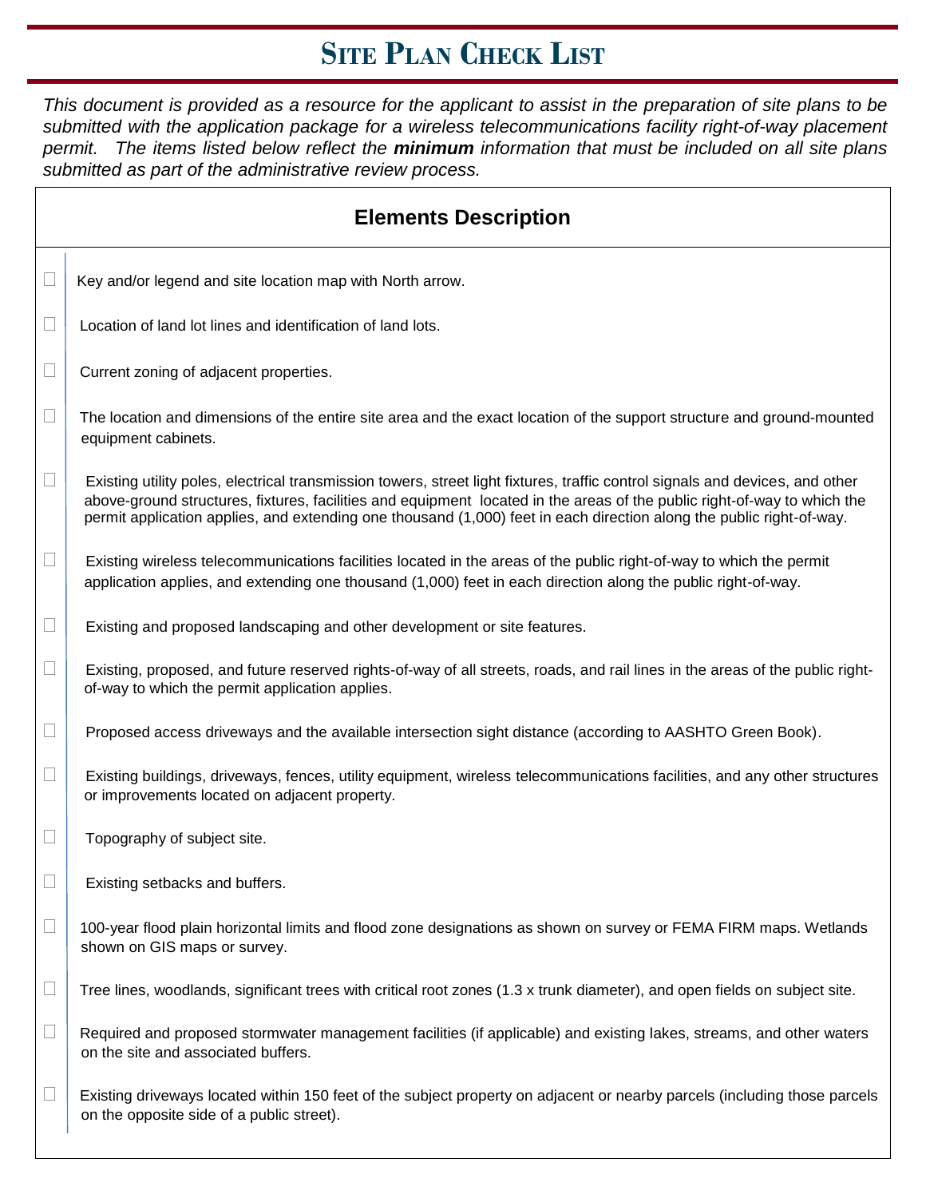# Site Plan Check List

*This document is provided as a resource for the applicant to assist in the preparation of site plans to be submitted with the application package for a wireless telecommunications facility right-of-way placement permit. The items listed below reflect the* ***minimum*** *information that must be included on all site plans submitted as part of the administrative review process.*

| | Elements Description |
|---|---|
| ☐ | Key and/or legend and site location map with North arrow. |
| ☐ | Location of land lot lines and identification of land lots. |
| ☐ | Current zoning of adjacent properties. |
| ☐ | The location and dimensions of the entire site area and the exact location of the support structure and ground-mounted equipment cabinets. |
| ☐ | Existing utility poles, electrical transmission towers, street light fixtures, traffic control signals and devices, and other above-ground structures, fixtures, facilities and equipment located in the areas of the public right-of-way to which the permit application applies, and extending one thousand (1,000) feet in each direction along the public right-of-way. |
| ☐ | Existing wireless telecommunications facilities located in the areas of the public right-of-way to which the permit application applies, and extending one thousand (1,000) feet in each direction along the public right-of-way. |
| ☐ | Existing and proposed landscaping and other development or site features. |
| ☐ | Existing, proposed, and future reserved rights-of-way of all streets, roads, and rail lines in the areas of the public right-of-way to which the permit application applies. |
| ☐ | Proposed access driveways and the available intersection sight distance (according to AASHTO Green Book). |
| ☐ | Existing buildings, driveways, fences, utility equipment, wireless telecommunications facilities, and any other structures or improvements located on adjacent property. |
| ☐ | Topography of subject site. |
| ☐ | Existing setbacks and buffers. |
| ☐ | 100-year flood plain horizontal limits and flood zone designations as shown on survey or FEMA FIRM maps. Wetlands shown on GIS maps or survey. |
| ☐ | Tree lines, woodlands, significant trees with critical root zones (1.3 x trunk diameter), and open fields on subject site. |
| ☐ | Required and proposed stormwater management facilities (if applicable) and existing lakes, streams, and other waters on the site and associated buffers. |
| ☐ | Existing driveways located within 150 feet of the subject property on adjacent or nearby parcels (including those parcels on the opposite side of a public street). |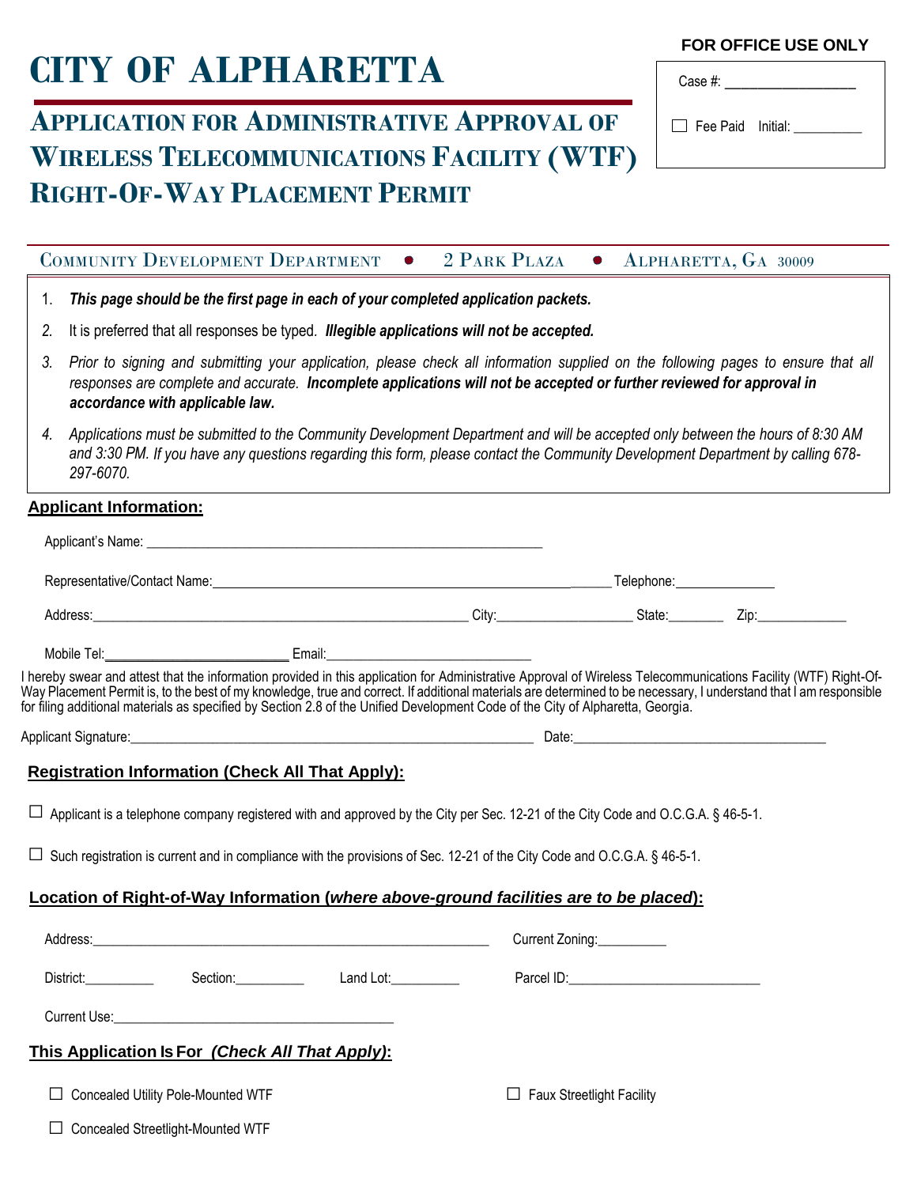# CITY OF ALPHARETTA

## APPLICATION FOR ADMINISTRATIVE APPROVAL OF WIRELESS TELECOMMUNICATIONS FACILITY (WTF) RIGHT-OF-WAY PLACEMENT PERMIT

**FOR OFFICE USE ONLY**

Case #: ___________________

☐ Fee Paid Initial: __________

COMMUNITY DEVELOPMENT DEPARTMENT • 2 PARK PLAZA • ALPHARETTA, GA 30009

1. ***This page should be the first page in each of your completed application packets.***
2. It is preferred that all responses be typed. ***Illegible applications will not be accepted.***
3. *Prior to signing and submitting your application, please check all information supplied on the following pages to ensure that all responses are complete and accurate.* ***Incomplete applications will not be accepted or further reviewed for approval in accordance with applicable law.***
4. *Applications must be submitted to the Community Development Department and will be accepted only between the hours of 8:30 AM and 3:30 PM. If you have any questions regarding this form, please contact the Community Development Department by calling 678-297-6070.*

**Applicant Information:**

Applicant's Name: ___________________________________________________________

Representative/Contact Name: ___________________________________________________________ Telephone: _______________

Address: ___________________________________________________________ City: ____________________ State: ________ Zip: ______________

Mobile Tel: ___________________________ Email: ______________________________

I hereby swear and attest that the information provided in this application for Administrative Approval of Wireless Telecommunications Facility (WTF) Right-Of-Way Placement Permit is, to the best of my knowledge, true and correct. If additional materials are determined to be necessary, I understand that I am responsible for filing additional materials as specified by Section 2.8 of the Unified Development Code of the City of Alpharetta, Georgia.

Applicant Signature: ___________________________________________________________ Date: ______________________________________

**Registration Information (Check All That Apply):**

☐ Applicant is a telephone company registered with and approved by the City per Sec. 12-21 of the City Code and O.C.G.A. § 46-5-1.

☐ Such registration is current and in compliance with the provisions of Sec. 12-21 of the City Code and O.C.G.A. § 46-5-1.

**Location of Right-of-Way Information (*where above-ground facilities are to be placed*):**

Address: ___________________________________________________________ Current Zoning: __________

District: __________ Section: __________ Land Lot: __________ Parcel ID: ____________________________

Current Use: __________________________________________

**This Application Is For *(Check All That Apply)*:**

☐ Concealed Utility Pole-Mounted WTF

☐ Concealed Streetlight-Mounted WTF

☐ Faux Streetlight Facility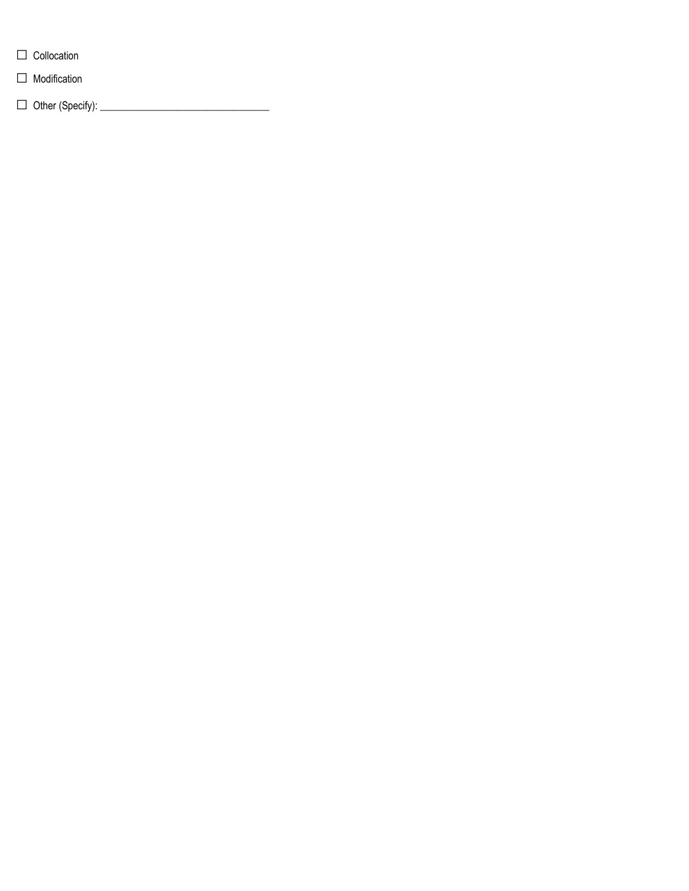- ☐ Collocation
- ☐ Modification
- ☐ Other (Specify): ________________________________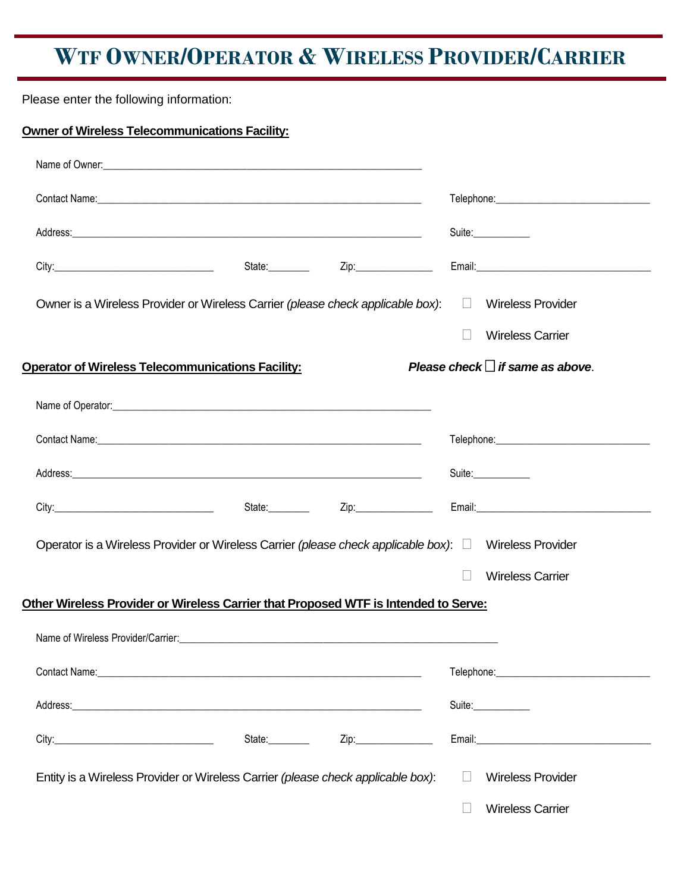# WTF OWNER/OPERATOR & WIRELESS PROVIDER/CARRIER

Please enter the following information:

**Owner of Wireless Telecommunications Facility:**

Name of Owner:_______________________________________________

Contact Name:_______________________________________________ Telephone:_________________________

Address:_______________________________________________ Suite:__________

City:__________________________ State:_______ Zip:_____________ Email:____________________________

Owner is a Wireless Provider or Wireless Carrier *(please check applicable box)*: ☐ Wireless Provider

☐ Wireless Carrier

**Operator of Wireless Telecommunications Facility:** ***Please check ☐ if same as above*.**

Name of Operator:_______________________________________________

Contact Name:_______________________________________________ Telephone:_________________________

Address:_______________________________________________ Suite:__________

City:__________________________ State:_______ Zip:_____________ Email:____________________________

Operator is a Wireless Provider or Wireless Carrier *(please check applicable box)*: ☐ Wireless Provider

☐ Wireless Carrier

**Other Wireless Provider or Wireless Carrier that Proposed WTF is Intended to Serve:**

Name of Wireless Provider/Carrier:_______________________________________________

Contact Name:_______________________________________________ Telephone:_________________________

Address:_______________________________________________ Suite:__________

City:__________________________ State:_______ Zip:_____________ Email:____________________________

Entity is a Wireless Provider or Wireless Carrier *(please check applicable box)*: ☐ Wireless Provider

☐ Wireless Carrier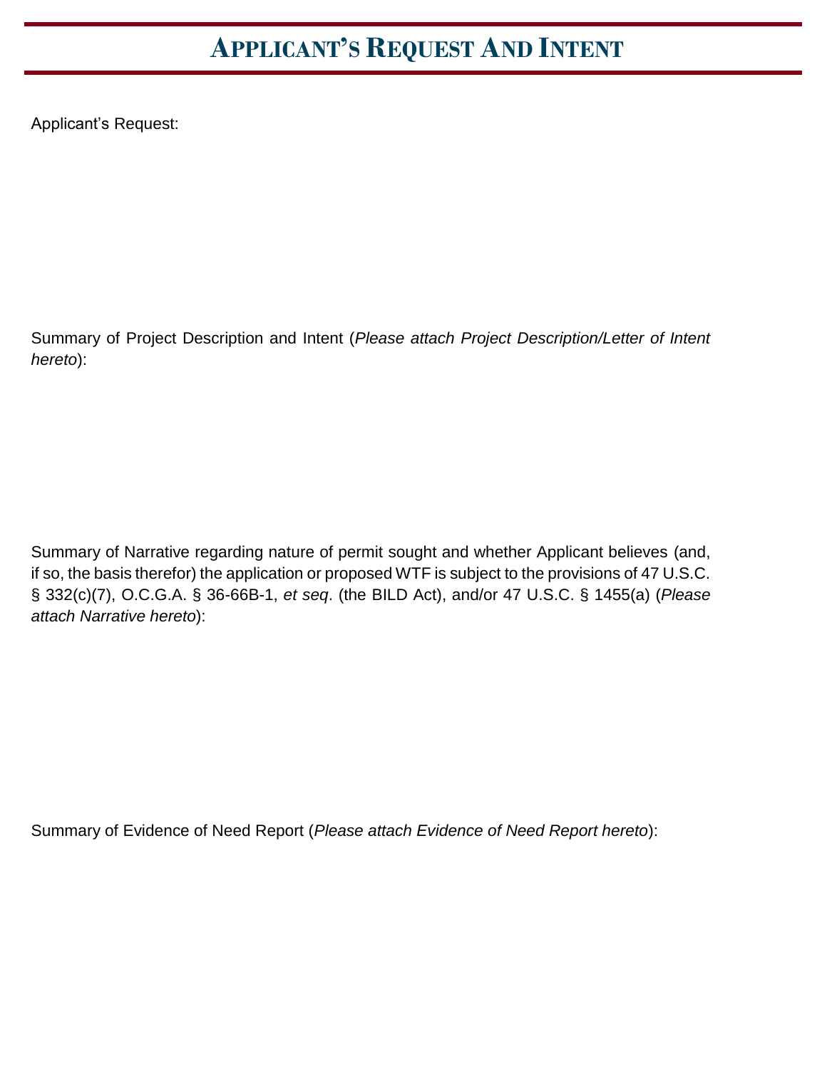# Applicant's Request And Intent

Applicant's Request:

Summary of Project Description and Intent (*Please attach Project Description/Letter of Intent hereto*):

Summary of Narrative regarding nature of permit sought and whether Applicant believes (and, if so, the basis therefor) the application or proposed WTF is subject to the provisions of 47 U.S.C. § 332(c)(7), O.C.G.A. § 36-66B-1, *et seq*. (the BILD Act), and/or 47 U.S.C. § 1455(a) (*Please attach Narrative hereto*):

Summary of Evidence of Need Report (*Please attach Evidence of Need Report hereto*):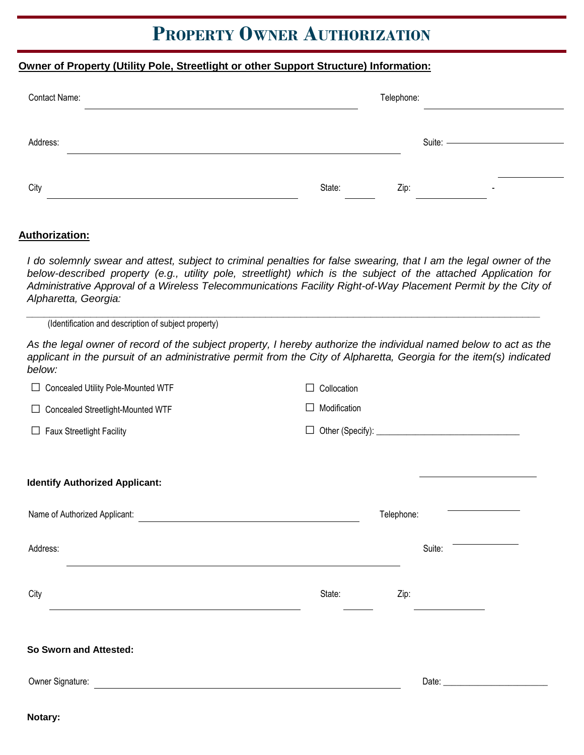# Property Owner Authorization

**Owner of Property (Utility Pole, Streetlight or other Support Structure) Information:**

Contact Name: ______________________________ Telephone: ______________

Address: ______________________________ Suite: ______________

City ______________________ State: ______ Zip: ________ - ________

**Authorization:**

*I do solemnly swear and attest, subject to criminal penalties for false swearing, that I am the legal owner of the below-described property (e.g., utility pole, streetlight) which is the subject of the attached Application for Administrative Approval of a Wireless Telecommunications Facility Right-of-Way Placement Permit by the City of Alpharetta, Georgia:*

______________________________________________________________________________

(Identification and description of subject property)

*As the legal owner of record of the subject property, I hereby authorize the individual named below to act as the applicant in the pursuit of an administrative permit from the City of Alpharetta, Georgia for the item(s) indicated below:*

- ☐ Concealed Utility Pole-Mounted WTF
- ☐ Concealed Streetlight-Mounted WTF
- ☐ Faux Streetlight Facility
- ☐ Collocation
- ☐ Modification
- ☐ Other (Specify): ______________________________

**Identify Authorized Applicant:**

Name of Authorized Applicant: ______________________________ Telephone: ______________

Address: ______________________________ Suite: ______________

City ______________________ State: ______ Zip: ______________

**So Sworn and Attested:**

Owner Signature: ______________________________ Date: ______________________

**Notary:**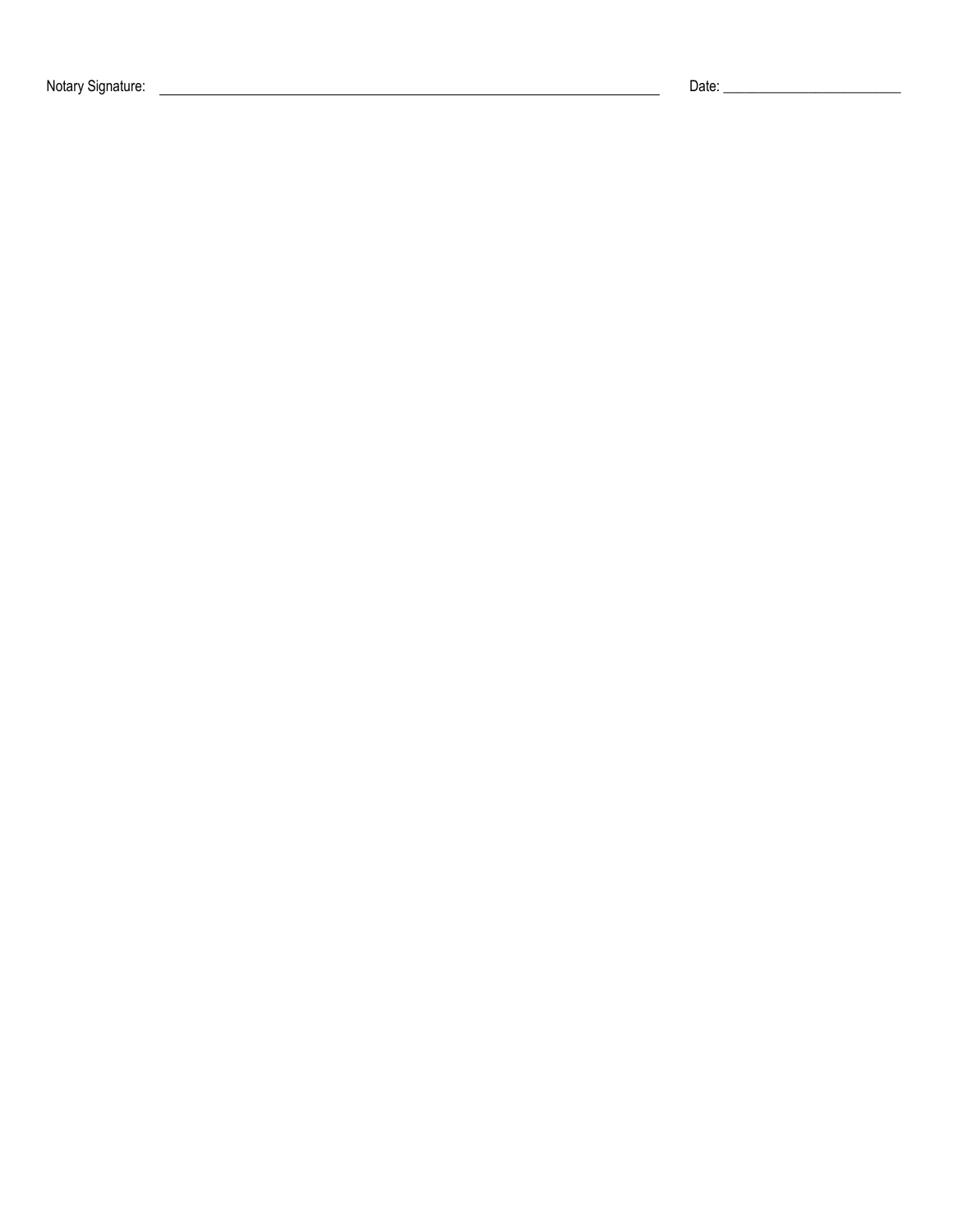Notary Signature: ______________________________________________ Date: ____________________________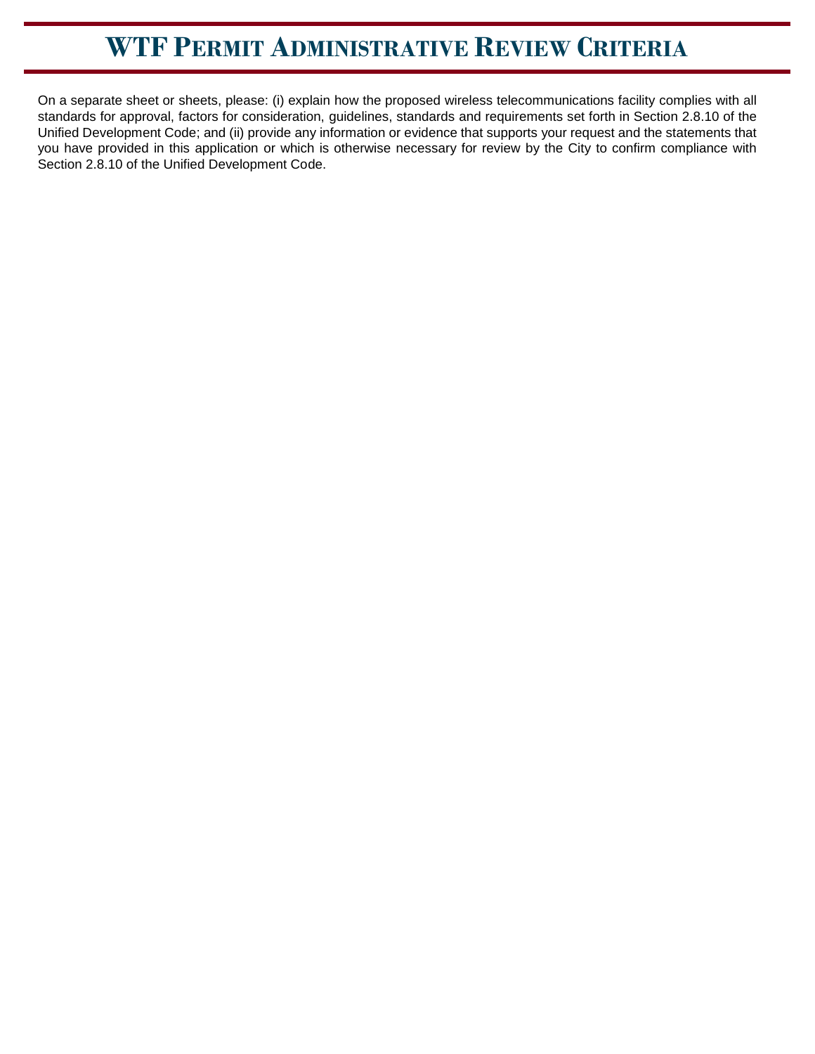# WTF Permit Administrative Review Criteria

On a separate sheet or sheets, please: (i) explain how the proposed wireless telecommunications facility complies with all standards for approval, factors for consideration, guidelines, standards and requirements set forth in Section 2.8.10 of the Unified Development Code; and (ii) provide any information or evidence that supports your request and the statements that you have provided in this application or which is otherwise necessary for review by the City to confirm compliance with Section 2.8.10 of the Unified Development Code.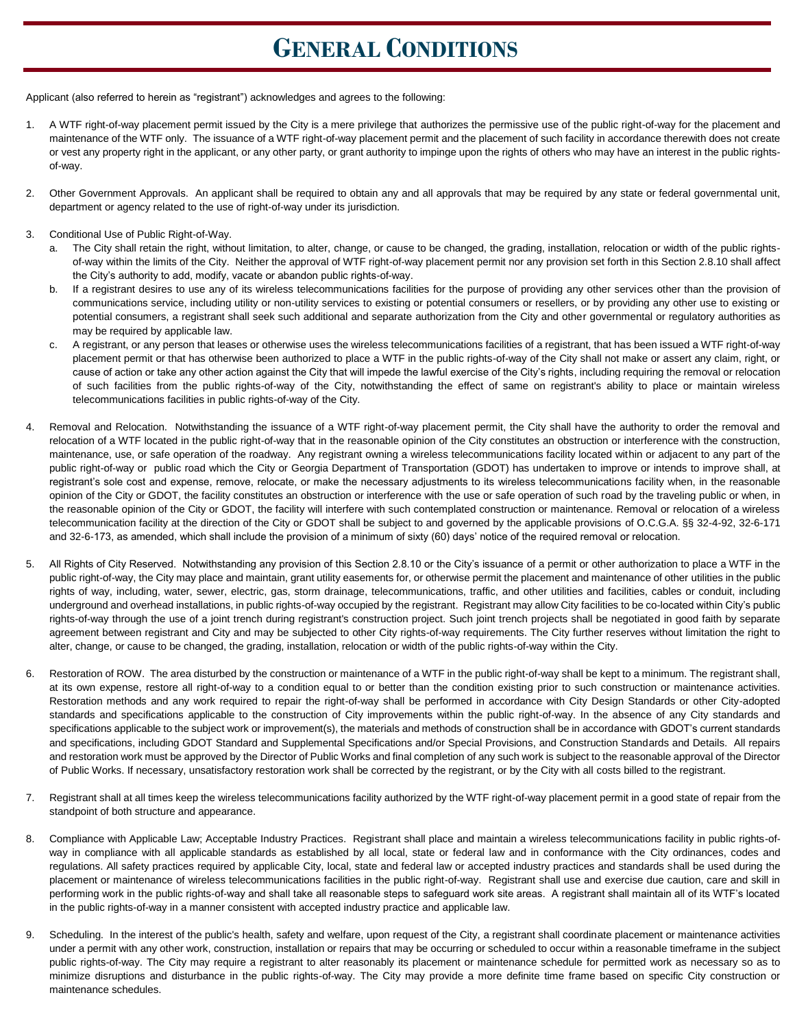# General Conditions

Applicant (also referred to herein as "registrant") acknowledges and agrees to the following:

1. A WTF right-of-way placement permit issued by the City is a mere privilege that authorizes the permissive use of the public right-of-way for the placement and maintenance of the WTF only. The issuance of a WTF right-of-way placement permit and the placement of such facility in accordance therewith does not create or vest any property right in the applicant, or any other party, or grant authority to impinge upon the rights of others who may have an interest in the public rights-of-way.

2. Other Government Approvals. An applicant shall be required to obtain any and all approvals that may be required by any state or federal governmental unit, department or agency related to the use of right-of-way under its jurisdiction.

3. Conditional Use of Public Right-of-Way.
   a. The City shall retain the right, without limitation, to alter, change, or cause to be changed, the grading, installation, relocation or width of the public rights-of-way within the limits of the City. Neither the approval of WTF right-of-way placement permit nor any provision set forth in this Section 2.8.10 shall affect the City's authority to add, modify, vacate or abandon public rights-of-way.
   b. If a registrant desires to use any of its wireless telecommunications facilities for the purpose of providing any other services other than the provision of communications service, including utility or non-utility services to existing or potential consumers or resellers, or by providing any other use to existing or potential consumers, a registrant shall seek such additional and separate authorization from the City and other governmental or regulatory authorities as may be required by applicable law.
   c. A registrant, or any person that leases or otherwise uses the wireless telecommunications facilities of a registrant, that has been issued a WTF right-of-way placement permit or that has otherwise been authorized to place a WTF in the public rights-of-way of the City shall not make or assert any claim, right, or cause of action or take any other action against the City that will impede the lawful exercise of the City's rights, including requiring the removal or relocation of such facilities from the public rights-of-way of the City, notwithstanding the effect of same on registrant's ability to place or maintain wireless telecommunications facilities in public rights-of-way of the City.

4. Removal and Relocation. Notwithstanding the issuance of a WTF right-of-way placement permit, the City shall have the authority to order the removal and relocation of a WTF located in the public right-of-way that in the reasonable opinion of the City constitutes an obstruction or interference with the construction, maintenance, use, or safe operation of the roadway. Any registrant owning a wireless telecommunications facility located within or adjacent to any part of the public right-of-way or public road which the City or Georgia Department of Transportation (GDOT) has undertaken to improve or intends to improve shall, at registrant's sole cost and expense, remove, relocate, or make the necessary adjustments to its wireless telecommunications facility when, in the reasonable opinion of the City or GDOT, the facility constitutes an obstruction or interference with the use or safe operation of such road by the traveling public or when, in the reasonable opinion of the City or GDOT, the facility will interfere with such contemplated construction or maintenance. Removal or relocation of a wireless telecommunication facility at the direction of the City or GDOT shall be subject to and governed by the applicable provisions of O.C.G.A. §§ 32-4-92, 32-6-171 and 32-6-173, as amended, which shall include the provision of a minimum of sixty (60) days' notice of the required removal or relocation.

5. All Rights of City Reserved. Notwithstanding any provision of this Section 2.8.10 or the City's issuance of a permit or other authorization to place a WTF in the public right-of-way, the City may place and maintain, grant utility easements for, or otherwise permit the placement and maintenance of other utilities in the public rights of way, including, water, sewer, electric, gas, storm drainage, telecommunications, traffic, and other utilities and facilities, cables or conduit, including underground and overhead installations, in public rights-of-way occupied by the registrant. Registrant may allow City facilities to be co-located within City's public rights-of-way through the use of a joint trench during registrant's construction project. Such joint trench projects shall be negotiated in good faith by separate agreement between registrant and City and may be subjected to other City rights-of-way requirements. The City further reserves without limitation the right to alter, change, or cause to be changed, the grading, installation, relocation or width of the public rights-of-way within the City.

6. Restoration of ROW. The area disturbed by the construction or maintenance of a WTF in the public right-of-way shall be kept to a minimum. The registrant shall, at its own expense, restore all right-of-way to a condition equal to or better than the condition existing prior to such construction or maintenance activities. Restoration methods and any work required to repair the right-of-way shall be performed in accordance with City Design Standards or other City-adopted standards and specifications applicable to the construction of City improvements within the public right-of-way. In the absence of any City standards and specifications applicable to the subject work or improvement(s), the materials and methods of construction shall be in accordance with GDOT's current standards and specifications, including GDOT Standard and Supplemental Specifications and/or Special Provisions, and Construction Standards and Details. All repairs and restoration work must be approved by the Director of Public Works and final completion of any such work is subject to the reasonable approval of the Director of Public Works. If necessary, unsatisfactory restoration work shall be corrected by the registrant, or by the City with all costs billed to the registrant.

7. Registrant shall at all times keep the wireless telecommunications facility authorized by the WTF right-of-way placement permit in a good state of repair from the standpoint of both structure and appearance.

8. Compliance with Applicable Law; Acceptable Industry Practices. Registrant shall place and maintain a wireless telecommunications facility in public rights-of-way in compliance with all applicable standards as established by all local, state or federal law and in conformance with the City ordinances, codes and regulations. All safety practices required by applicable City, local, state and federal law or accepted industry practices and standards shall be used during the placement or maintenance of wireless telecommunications facilities in the public right-of-way. Registrant shall use and exercise due caution, care and skill in performing work in the public rights-of-way and shall take all reasonable steps to safeguard work site areas. A registrant shall maintain all of its WTF's located in the public rights-of-way in a manner consistent with accepted industry practice and applicable law.

9. Scheduling. In the interest of the public's health, safety and welfare, upon request of the City, a registrant shall coordinate placement or maintenance activities under a permit with any other work, construction, installation or repairs that may be occurring or scheduled to occur within a reasonable timeframe in the subject public rights-of-way. The City may require a registrant to alter reasonably its placement or maintenance schedule for permitted work as necessary so as to minimize disruptions and disturbance in the public rights-of-way. The City may provide a more definite time frame based on specific City construction or maintenance schedules.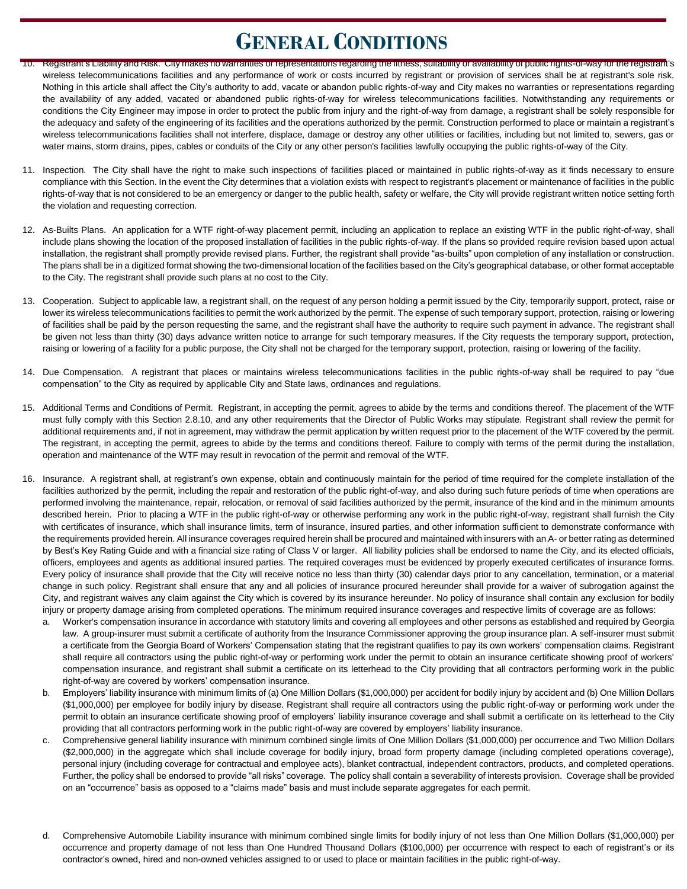# General Conditions

10. Registrant's Liability and Risk. City makes no warranties or representations regarding the fitness, suitability or availability of public rights-of-way for the registrant's wireless telecommunications facilities and any performance of work or costs incurred by registrant or provision of services shall be at registrant's sole risk. Nothing in this article shall affect the City's authority to add, vacate or abandon public rights-of-way and City makes no warranties or representations regarding the availability of any added, vacated or abandoned public rights-of-way for wireless telecommunications facilities. Notwithstanding any requirements or conditions the City Engineer may impose in order to protect the public from injury and the right-of-way from damage, a registrant shall be solely responsible for the adequacy and safety of the engineering of its facilities and the operations authorized by the permit. Construction performed to place or maintain a registrant's wireless telecommunications facilities shall not interfere, displace, damage or destroy any other utilities or facilities, including but not limited to, sewers, gas or water mains, storm drains, pipes, cables or conduits of the City or any other person's facilities lawfully occupying the public rights-of-way of the City.

11. Inspection. The City shall have the right to make such inspections of facilities placed or maintained in public rights-of-way as it finds necessary to ensure compliance with this Section. In the event the City determines that a violation exists with respect to registrant's placement or maintenance of facilities in the public rights-of-way that is not considered to be an emergency or danger to the public health, safety or welfare, the City will provide registrant written notice setting forth the violation and requesting correction.

12. As-Builts Plans. An application for a WTF right-of-way placement permit, including an application to replace an existing WTF in the public right-of-way, shall include plans showing the location of the proposed installation of facilities in the public rights-of-way. If the plans so provided require revision based upon actual installation, the registrant shall promptly provide revised plans. Further, the registrant shall provide "as-builts" upon completion of any installation or construction. The plans shall be in a digitized format showing the two-dimensional location of the facilities based on the City's geographical database, or other format acceptable to the City. The registrant shall provide such plans at no cost to the City.

13. Cooperation. Subject to applicable law, a registrant shall, on the request of any person holding a permit issued by the City, temporarily support, protect, raise or lower its wireless telecommunications facilities to permit the work authorized by the permit. The expense of such temporary support, protection, raising or lowering of facilities shall be paid by the person requesting the same, and the registrant shall have the authority to require such payment in advance. The registrant shall be given not less than thirty (30) days advance written notice to arrange for such temporary measures. If the City requests the temporary support, protection, raising or lowering of a facility for a public purpose, the City shall not be charged for the temporary support, protection, raising or lowering of the facility.

14. Due Compensation. A registrant that places or maintains wireless telecommunications facilities in the public rights-of-way shall be required to pay "due compensation" to the City as required by applicable City and State laws, ordinances and regulations.

15. Additional Terms and Conditions of Permit. Registrant, in accepting the permit, agrees to abide by the terms and conditions thereof. The placement of the WTF must fully comply with this Section 2.8.10, and any other requirements that the Director of Public Works may stipulate. Registrant shall review the permit for additional requirements and, if not in agreement, may withdraw the permit application by written request prior to the placement of the WTF covered by the permit. The registrant, in accepting the permit, agrees to abide by the terms and conditions thereof. Failure to comply with terms of the permit during the installation, operation and maintenance of the WTF may result in revocation of the permit and removal of the WTF.

16. Insurance. A registrant shall, at registrant's own expense, obtain and continuously maintain for the period of time required for the complete installation of the facilities authorized by the permit, including the repair and restoration of the public right-of-way, and also during such future periods of time when operations are performed involving the maintenance, repair, relocation, or removal of said facilities authorized by the permit, insurance of the kind and in the minimum amounts described herein. Prior to placing a WTF in the public right-of-way or otherwise performing any work in the public right-of-way, registrant shall furnish the City with certificates of insurance, which shall insurance limits, term of insurance, insured parties, and other information sufficient to demonstrate conformance with the requirements provided herein. All insurance coverages required herein shall be procured and maintained with insurers with an A- or better rating as determined by Best's Key Rating Guide and with a financial size rating of Class V or larger. All liability policies shall be endorsed to name the City, and its elected officials, officers, employees and agents as additional insured parties. The required coverages must be evidenced by properly executed certificates of insurance forms. Every policy of insurance shall provide that the City will receive notice no less than thirty (30) calendar days prior to any cancellation, termination, or a material change in such policy. Registrant shall ensure that any and all policies of insurance procured hereunder shall provide for a waiver of subrogation against the City, and registrant waives any claim against the City which is covered by its insurance hereunder. No policy of insurance shall contain any exclusion for bodily injury or property damage arising from completed operations. The minimum required insurance coverages and respective limits of coverage are as follows:
    a. Worker's compensation insurance in accordance with statutory limits and covering all employees and other persons as established and required by Georgia law. A group-insurer must submit a certificate of authority from the Insurance Commissioner approving the group insurance plan. A self-insurer must submit a certificate from the Georgia Board of Workers' Compensation stating that the registrant qualifies to pay its own workers' compensation claims. Registrant shall require all contractors using the public right-of-way or performing work under the permit to obtain an insurance certificate showing proof of workers' compensation insurance, and registrant shall submit a certificate on its letterhead to the City providing that all contractors performing work in the public right-of-way are covered by workers' compensation insurance.
    b. Employers' liability insurance with minimum limits of (a) One Million Dollars ($1,000,000) per accident for bodily injury by accident and (b) One Million Dollars ($1,000,000) per employee for bodily injury by disease. Registrant shall require all contractors using the public right-of-way or performing work under the permit to obtain an insurance certificate showing proof of employers' liability insurance coverage and shall submit a certificate on its letterhead to the City providing that all contractors performing work in the public right-of-way are covered by employers' liability insurance.
    c. Comprehensive general liability insurance with minimum combined single limits of One Million Dollars ($1,000,000) per occurrence and Two Million Dollars ($2,000,000) in the aggregate which shall include coverage for bodily injury, broad form property damage (including completed operations coverage), personal injury (including coverage for contractual and employee acts), blanket contractual, independent contractors, products, and completed operations. Further, the policy shall be endorsed to provide "all risks" coverage. The policy shall contain a severability of interests provision. Coverage shall be provided on an "occurrence" basis as opposed to a "claims made" basis and must include separate aggregates for each permit.
    d. Comprehensive Automobile Liability insurance with minimum combined single limits for bodily injury of not less than One Million Dollars ($1,000,000) per occurrence and property damage of not less than One Hundred Thousand Dollars ($100,000) per occurrence with respect to each of registrant's or its contractor's owned, hired and non-owned vehicles assigned to or used to place or maintain facilities in the public right-of-way.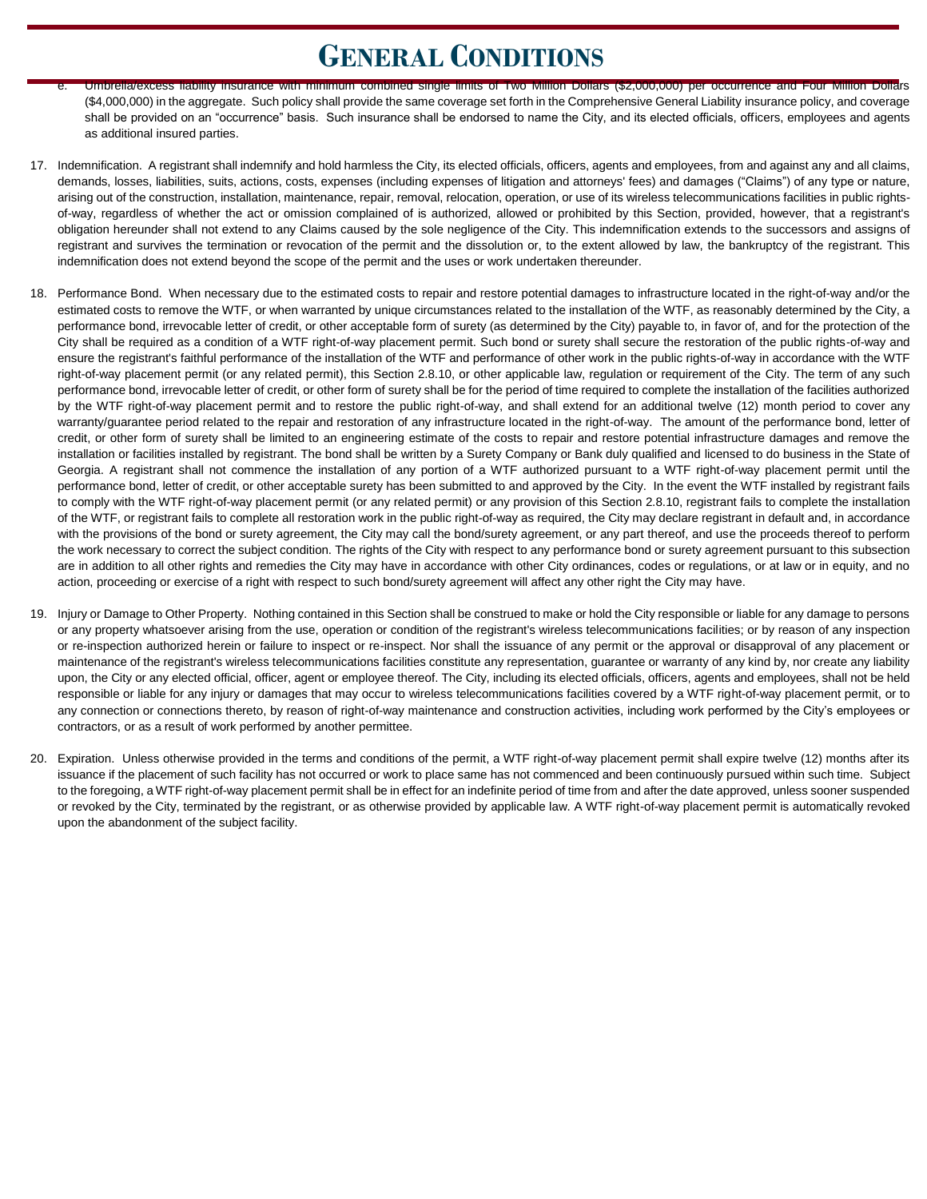# GENERAL CONDITIONS

e. Umbrella/excess liability insurance with minimum combined single limits of Two Million Dollars ($2,000,000) per occurrence and Four Million Dollars ($4,000,000) in the aggregate. Such policy shall provide the same coverage set forth in the Comprehensive General Liability insurance policy, and coverage shall be provided on an "occurrence" basis. Such insurance shall be endorsed to name the City, and its elected officials, officers, employees and agents as additional insured parties.

17. Indemnification. A registrant shall indemnify and hold harmless the City, its elected officials, officers, agents and employees, from and against any and all claims, demands, losses, liabilities, suits, actions, costs, expenses (including expenses of litigation and attorneys' fees) and damages ("Claims") of any type or nature, arising out of the construction, installation, maintenance, repair, removal, relocation, operation, or use of its wireless telecommunications facilities in public rights-of-way, regardless of whether the act or omission complained of is authorized, allowed or prohibited by this Section, provided, however, that a registrant's obligation hereunder shall not extend to any Claims caused by the sole negligence of the City. This indemnification extends to the successors and assigns of registrant and survives the termination or revocation of the permit and the dissolution or, to the extent allowed by law, the bankruptcy of the registrant. This indemnification does not extend beyond the scope of the permit and the uses or work undertaken thereunder.

18. Performance Bond. When necessary due to the estimated costs to repair and restore potential damages to infrastructure located in the right-of-way and/or the estimated costs to remove the WTF, or when warranted by unique circumstances related to the installation of the WTF, as reasonably determined by the City, a performance bond, irrevocable letter of credit, or other acceptable form of surety (as determined by the City) payable to, in favor of, and for the protection of the City shall be required as a condition of a WTF right-of-way placement permit. Such bond or surety shall secure the restoration of the public rights-of-way and ensure the registrant's faithful performance of the installation of the WTF and performance of other work in the public rights-of-way in accordance with the WTF right-of-way placement permit (or any related permit), this Section 2.8.10, or other applicable law, regulation or requirement of the City. The term of any such performance bond, irrevocable letter of credit, or other form of surety shall be for the period of time required to complete the installation of the facilities authorized by the WTF right-of-way placement permit and to restore the public right-of-way, and shall extend for an additional twelve (12) month period to cover any warranty/guarantee period related to the repair and restoration of any infrastructure located in the right-of-way. The amount of the performance bond, letter of credit, or other form of surety shall be limited to an engineering estimate of the costs to repair and restore potential infrastructure damages and remove the installation or facilities installed by registrant. The bond shall be written by a Surety Company or Bank duly qualified and licensed to do business in the State of Georgia. A registrant shall not commence the installation of any portion of a WTF authorized pursuant to a WTF right-of-way placement permit until the performance bond, letter of credit, or other acceptable surety has been submitted to and approved by the City. In the event the WTF installed by registrant fails to comply with the WTF right-of-way placement permit (or any related permit) or any provision of this Section 2.8.10, registrant fails to complete the installation of the WTF, or registrant fails to complete all restoration work in the public right-of-way as required, the City may declare registrant in default and, in accordance with the provisions of the bond or surety agreement, the City may call the bond/surety agreement, or any part thereof, and use the proceeds thereof to perform the work necessary to correct the subject condition. The rights of the City with respect to any performance bond or surety agreement pursuant to this subsection are in addition to all other rights and remedies the City may have in accordance with other City ordinances, codes or regulations, or at law or in equity, and no action, proceeding or exercise of a right with respect to such bond/surety agreement will affect any other right the City may have.

19. Injury or Damage to Other Property. Nothing contained in this Section shall be construed to make or hold the City responsible or liable for any damage to persons or any property whatsoever arising from the use, operation or condition of the registrant's wireless telecommunications facilities; or by reason of any inspection or re-inspection authorized herein or failure to inspect or re-inspect. Nor shall the issuance of any permit or the approval or disapproval of any placement or maintenance of the registrant's wireless telecommunications facilities constitute any representation, guarantee or warranty of any kind by, nor create any liability upon, the City or any elected official, officer, agent or employee thereof. The City, including its elected officials, officers, agents and employees, shall not be held responsible or liable for any injury or damages that may occur to wireless telecommunications facilities covered by a WTF right-of-way placement permit, or to any connection or connections thereto, by reason of right-of-way maintenance and construction activities, including work performed by the City's employees or contractors, or as a result of work performed by another permittee.

20. Expiration. Unless otherwise provided in the terms and conditions of the permit, a WTF right-of-way placement permit shall expire twelve (12) months after its issuance if the placement of such facility has not occurred or work to place same has not commenced and been continuously pursued within such time. Subject to the foregoing, a WTF right-of-way placement permit shall be in effect for an indefinite period of time from and after the date approved, unless sooner suspended or revoked by the City, terminated by the registrant, or as otherwise provided by applicable law. A WTF right-of-way placement permit is automatically revoked upon the abandonment of the subject facility.